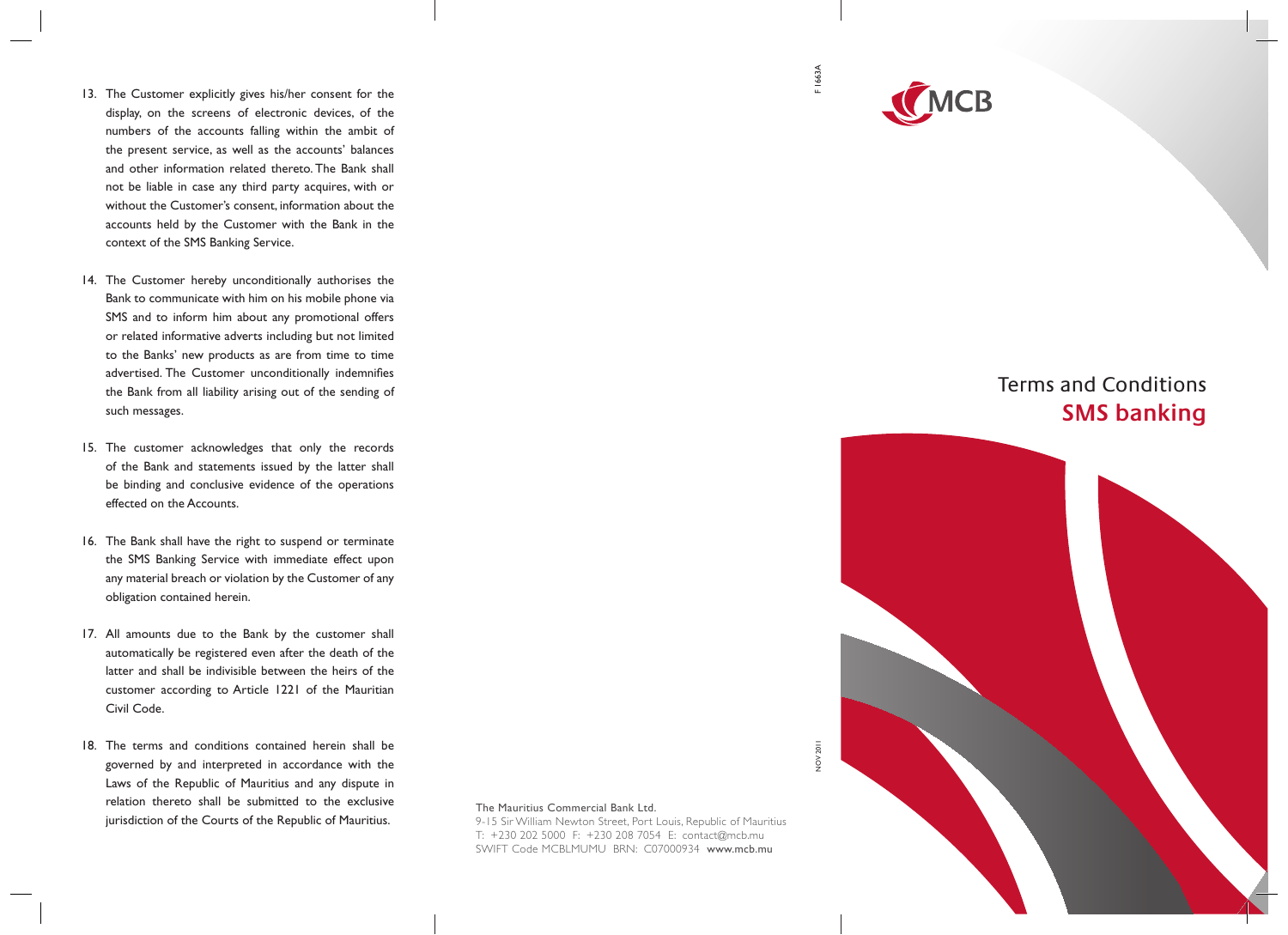13. The Customer explicitly gives his/her consent for the display, on the screens of electronic devices, of the numbers of the accounts falling within the ambit of the present service, as well as the accounts' balances and other information related thereto. The Bank shall not be liable in case any third party acquires, with or without the Customer's consent, information about the accounts held by the Customer with the Bank in the context of the SMS Banking Service.

14. The Customer hereby unconditionally authorises the Bank to communicate with him on his mobile phone via SMS and to inform him about any promotional offers or related informative adverts including but not limited to the Banks' new products as are from time to time advertised. The Customer unconditionally indemnifies the Bank from all liability arising out of the sending of such messages.

15. The customer acknowledges that only the records of the Bank and statements issued by the latter shall be binding and conclusive evidence of the operations effected on the Accounts.

16. The Bank shall have the right to suspend or terminate the SMS Banking Service with immediate effect upon any material breach or violation by the Customer of any obligation contained herein.

17. All amounts due to the Bank by the customer shall automatically be registered even after the death of the latter and shall be indivisible between the heirs of the customer according to Article 1221 of the Mauritian Civil Code.

18. The terms and conditions contained herein shall be governed by and interpreted in accordance with the Laws of the Republic of Mauritius and any dispute in relation thereto shall be submitted to the exclusive jurisdiction of the Courts of the Republic of Mauritius.

The Mauritius Commercial Bank Ltd.
9-15 Sir William Newton Street, Port Louis, Republic of Mauritius
T: +230 202 5000 F: +230 208 7054 E: contact@mcb.mu
SWIFT Code MCBLMUMU BRN: C07000934 www.mcb.mu

F 1663A

NOV 2011

MCB

# Terms and Conditions
## SMS banking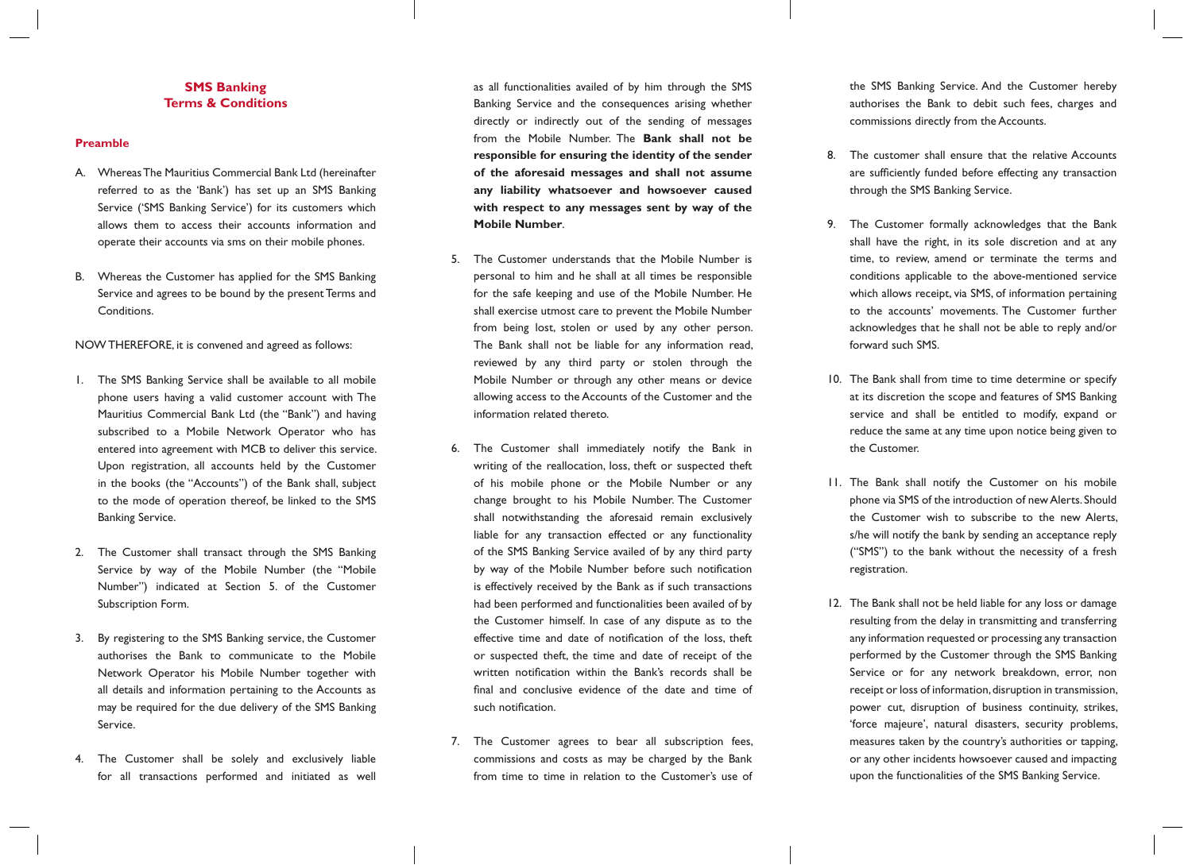# SMS Banking
# Terms & Conditions

## Preamble

A. Whereas The Mauritius Commercial Bank Ltd (hereinafter referred to as the 'Bank') has set up an SMS Banking Service ('SMS Banking Service') for its customers which allows them to access their accounts information and operate their accounts via sms on their mobile phones.

B. Whereas the Customer has applied for the SMS Banking Service and agrees to be bound by the present Terms and Conditions.

NOW THEREFORE, it is convened and agreed as follows:

1. The SMS Banking Service shall be available to all mobile phone users having a valid customer account with The Mauritius Commercial Bank Ltd (the "Bank") and having subscribed to a Mobile Network Operator who has entered into agreement with MCB to deliver this service. Upon registration, all accounts held by the Customer in the books (the "Accounts") of the Bank shall, subject to the mode of operation thereof, be linked to the SMS Banking Service.

2. The Customer shall transact through the SMS Banking Service by way of the Mobile Number (the "Mobile Number") indicated at Section 5. of the Customer Subscription Form.

3. By registering to the SMS Banking service, the Customer authorises the Bank to communicate to the Mobile Network Operator his Mobile Number together with all details and information pertaining to the Accounts as may be required for the due delivery of the SMS Banking Service.

4. The Customer shall be solely and exclusively liable for all transactions performed and initiated as well as all functionalities availed of by him through the SMS Banking Service and the consequences arising whether directly or indirectly out of the sending of messages from the Mobile Number. The **Bank shall not be responsible for ensuring the identity of the sender of the aforesaid messages and shall not assume any liability whatsoever and howsoever caused with respect to any messages sent by way of the Mobile Number**.

5. The Customer understands that the Mobile Number is personal to him and he shall at all times be responsible for the safe keeping and use of the Mobile Number. He shall exercise utmost care to prevent the Mobile Number from being lost, stolen or used by any other person. The Bank shall not be liable for any information read, reviewed by any third party or stolen through the Mobile Number or through any other means or device allowing access to the Accounts of the Customer and the information related thereto.

6. The Customer shall immediately notify the Bank in writing of the reallocation, loss, theft or suspected theft of his mobile phone or the Mobile Number or any change brought to his Mobile Number. The Customer shall notwithstanding the aforesaid remain exclusively liable for any transaction effected or any functionality of the SMS Banking Service availed of by any third party by way of the Mobile Number before such notification is effectively received by the Bank as if such transactions had been performed and functionalities been availed of by the Customer himself. In case of any dispute as to the effective time and date of notification of the loss, theft or suspected theft, the time and date of receipt of the written notification within the Bank's records shall be final and conclusive evidence of the date and time of such notification.

7. The Customer agrees to bear all subscription fees, commissions and costs as may be charged by the Bank from time to time in relation to the Customer's use of the SMS Banking Service. And the Customer hereby authorises the Bank to debit such fees, charges and commissions directly from the Accounts.

8. The customer shall ensure that the relative Accounts are sufficiently funded before effecting any transaction through the SMS Banking Service.

9. The Customer formally acknowledges that the Bank shall have the right, in its sole discretion and at any time, to review, amend or terminate the terms and conditions applicable to the above-mentioned service which allows receipt, via SMS, of information pertaining to the accounts' movements. The Customer further acknowledges that he shall not be able to reply and/or forward such SMS.

10. The Bank shall from time to time determine or specify at its discretion the scope and features of SMS Banking service and shall be entitled to modify, expand or reduce the same at any time upon notice being given to the Customer.

11. The Bank shall notify the Customer on his mobile phone via SMS of the introduction of new Alerts. Should the Customer wish to subscribe to the new Alerts, s/he will notify the bank by sending an acceptance reply ("SMS") to the bank without the necessity of a fresh registration.

12. The Bank shall not be held liable for any loss or damage resulting from the delay in transmitting and transferring any information requested or processing any transaction performed by the Customer through the SMS Banking Service or for any network breakdown, error, non receipt or loss of information, disruption in transmission, power cut, disruption of business continuity, strikes, 'force majeure', natural disasters, security problems, measures taken by the country's authorities or tapping, or any other incidents howsoever caused and impacting upon the functionalities of the SMS Banking Service.